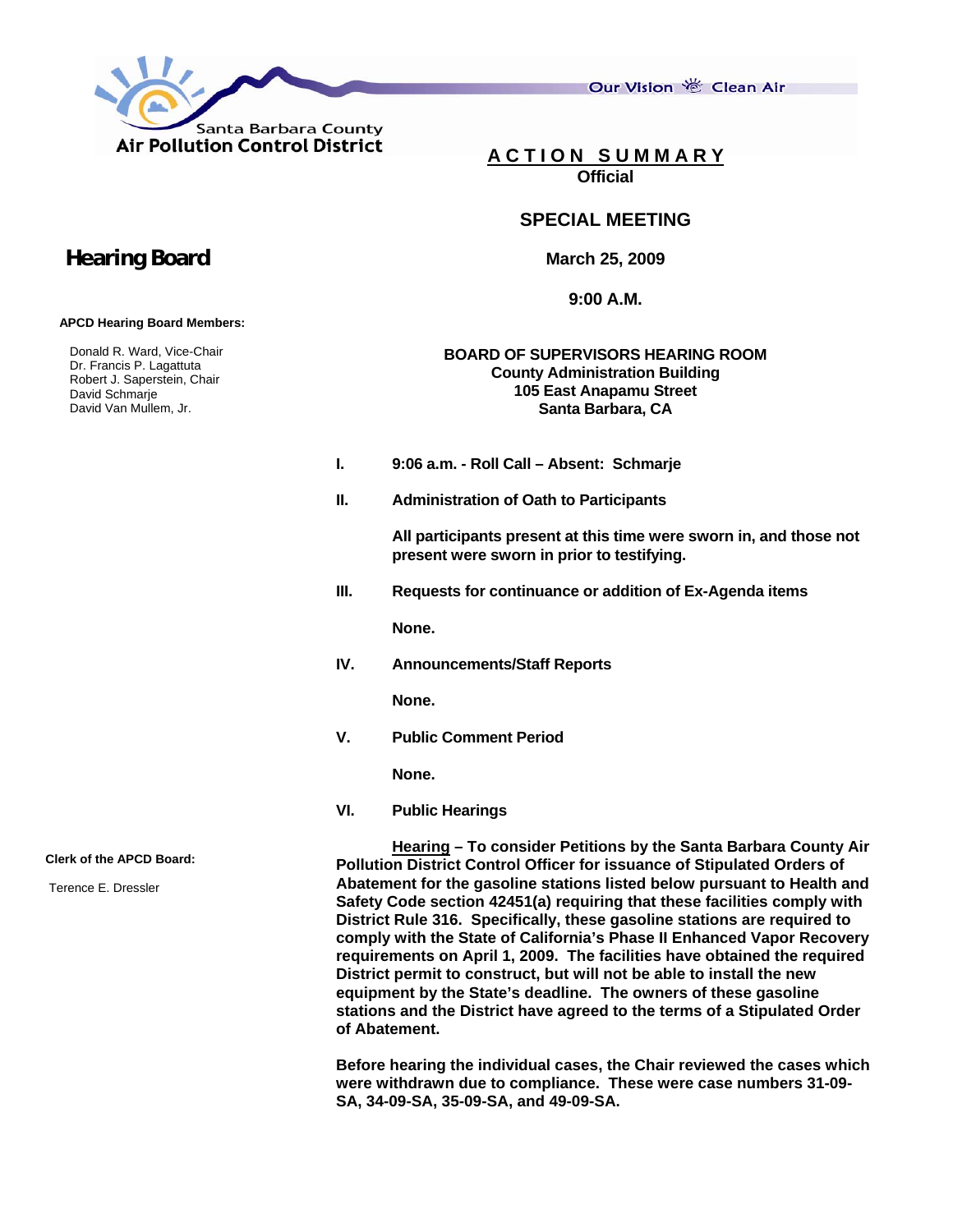Santa Barbara County
**Air Pollution Control District**

Our Vision Clean Air

# ACTION SUMMARY

**Official**

## SPECIAL MEETING

**March 25, 2009**

**9:00 A.M.**

**BOARD OF SUPERVISORS HEARING ROOM**
**County Administration Building**
**105 East Anapamu Street**
**Santa Barbara, CA**

## Hearing Board

**APCD Hearing Board Members:**

Donald R. Ward, Vice-Chair
Dr. Francis P. Lagattuta
Robert J. Saperstein, Chair
David Schmarje
David Van Mullem, Jr.

**Clerk of the APCD Board:**

Terence E. Dressler

**I. 9:06 a.m. - Roll Call – Absent: Schmarje**

**II. Administration of Oath to Participants**

**All participants present at this time were sworn in, and those not present were sworn in prior to testifying.**

**III. Requests for continuance or addition of Ex-Agenda items**

**None.**

**IV. Announcements/Staff Reports**

**None.**

**V. Public Comment Period**

**None.**

**VI. Public Hearings**

**Hearing – To consider Petitions by the Santa Barbara County Air Pollution District Control Officer for issuance of Stipulated Orders of Abatement for the gasoline stations listed below pursuant to Health and Safety Code section 42451(a) requiring that these facilities comply with District Rule 316. Specifically, these gasoline stations are required to comply with the State of California's Phase II Enhanced Vapor Recovery requirements on April 1, 2009. The facilities have obtained the required District permit to construct, but will not be able to install the new equipment by the State's deadline. The owners of these gasoline stations and the District have agreed to the terms of a Stipulated Order of Abatement.**

**Before hearing the individual cases, the Chair reviewed the cases which were withdrawn due to compliance. These were case numbers 31-09-SA, 34-09-SA, 35-09-SA, and 49-09-SA.**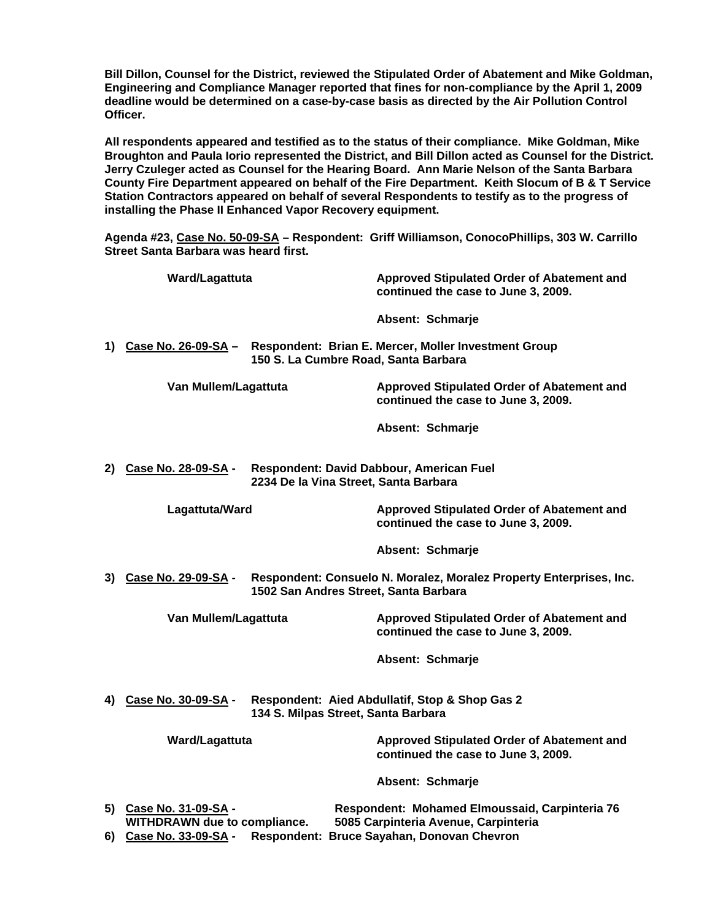**Bill Dillon, Counsel for the District, reviewed the Stipulated Order of Abatement and Mike Goldman, Engineering and Compliance Manager reported that fines for non-compliance by the April 1, 2009 deadline would be determined on a case-by-case basis as directed by the Air Pollution Control Officer.**

**All respondents appeared and testified as to the status of their compliance. Mike Goldman, Mike Broughton and Paula Iorio represented the District, and Bill Dillon acted as Counsel for the District. Jerry Czuleger acted as Counsel for the Hearing Board. Ann Marie Nelson of the Santa Barbara County Fire Department appeared on behalf of the Fire Department. Keith Slocum of B & T Service Station Contractors appeared on behalf of several Respondents to testify as to the progress of installing the Phase II Enhanced Vapor Recovery equipment.**

**Agenda #23, <u>Case No. 50-09-SA</u> – Respondent: Griff Williamson, ConocoPhillips, 303 W. Carrillo Street Santa Barbara was heard first.**

**Ward/Lagattuta** — **Approved Stipulated Order of Abatement and continued the case to June 3, 2009.**

**Absent: Schmarje**

**1) <u>Case No. 26-09-SA</u> – Respondent: Brian E. Mercer, Moller Investment Group 150 S. La Cumbre Road, Santa Barbara**

**Van Mullem/Lagattuta** — **Approved Stipulated Order of Abatement and continued the case to June 3, 2009.**

**Absent: Schmarje**

**2) <u>Case No. 28-09-SA</u> - Respondent: David Dabbour, American Fuel 2234 De la Vina Street, Santa Barbara**

**Lagattuta/Ward** — **Approved Stipulated Order of Abatement and continued the case to June 3, 2009.**

**Absent: Schmarje**

**3) <u>Case No. 29-09-SA</u> - Respondent: Consuelo N. Moralez, Moralez Property Enterprises, Inc. 1502 San Andres Street, Santa Barbara**

**Van Mullem/Lagattuta** — **Approved Stipulated Order of Abatement and continued the case to June 3, 2009.**

**Absent: Schmarje**

**4) <u>Case No. 30-09-SA</u> - Respondent: Aied Abdullatif, Stop & Shop Gas 2 134 S. Milpas Street, Santa Barbara**

**Ward/Lagattuta** — **Approved Stipulated Order of Abatement and continued the case to June 3, 2009.**

**Absent: Schmarje**

**5) <u>Case No. 31-09-SA</u> - WITHDRAWN due to compliance. Respondent: Mohamed Elmoussaid, Carpinteria 76 5085 Carpinteria Avenue, Carpinteria**

**6) <u>Case No. 33-09-SA</u> - Respondent: Bruce Sayahan, Donovan Chevron**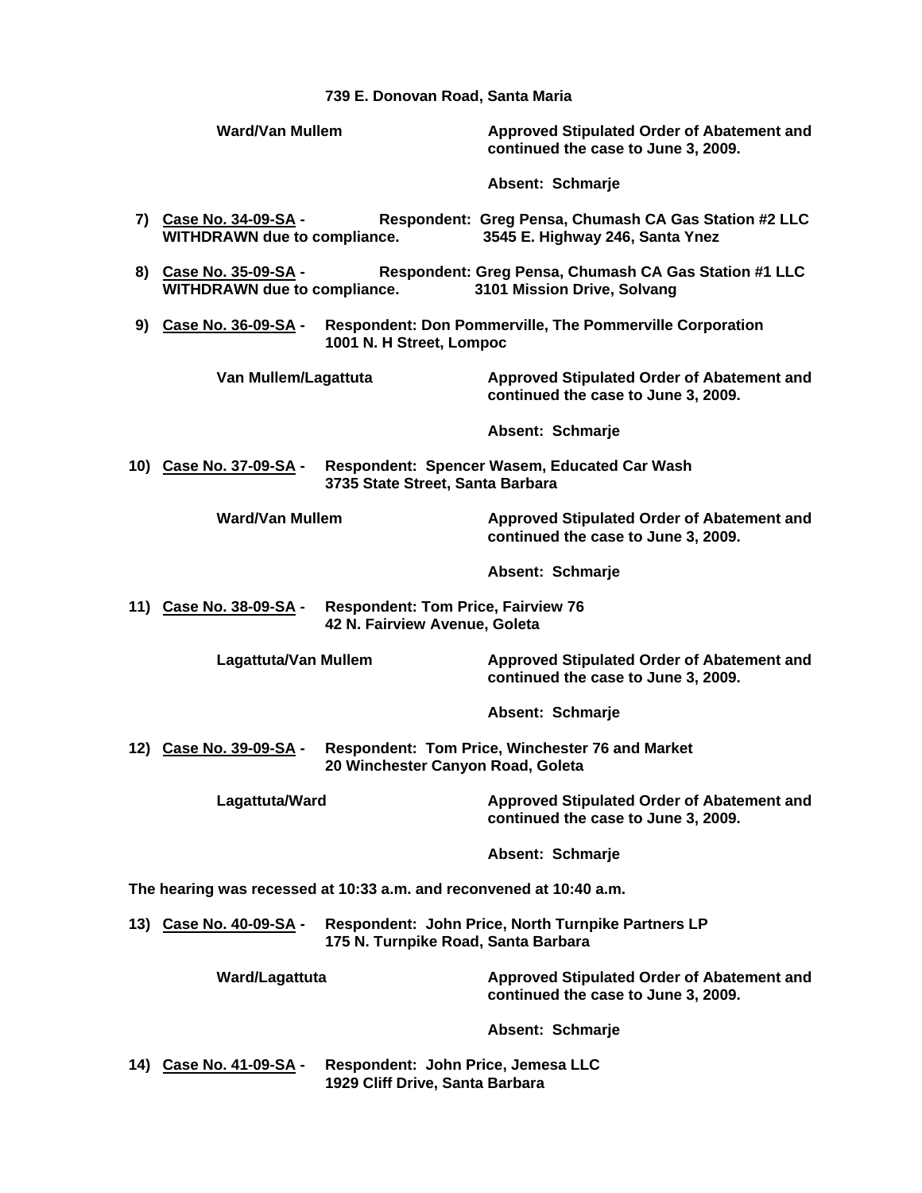**739 E. Donovan Road, Santa Maria**

**Ward/Van Mullem** — **Approved Stipulated Order of Abatement and continued the case to June 3, 2009.**

**Absent: Schmarje**

7) **Case No. 34-09-SA** - **Respondent: Greg Pensa, Chumash CA Gas Station #2 LLC**
**WITHDRAWN due to compliance.** **3545 E. Highway 246, Santa Ynez**

8) **Case No. 35-09-SA** - **Respondent: Greg Pensa, Chumash CA Gas Station #1 LLC**
**WITHDRAWN due to compliance.** **3101 Mission Drive, Solvang**

9) **Case No. 36-09-SA** - **Respondent: Don Pommerville, The Pommerville Corporation**
**1001 N. H Street, Lompoc**

**Van Mullem/Lagattuta** — **Approved Stipulated Order of Abatement and continued the case to June 3, 2009.**

**Absent: Schmarje**

10) **Case No. 37-09-SA** - **Respondent: Spencer Wasem, Educated Car Wash**
**3735 State Street, Santa Barbara**

**Ward/Van Mullem** — **Approved Stipulated Order of Abatement and continued the case to June 3, 2009.**

**Absent: Schmarje**

11) **Case No. 38-09-SA** - **Respondent: Tom Price, Fairview 76**
**42 N. Fairview Avenue, Goleta**

**Lagattuta/Van Mullem** — **Approved Stipulated Order of Abatement and continued the case to June 3, 2009.**

**Absent: Schmarje**

12) **Case No. 39-09-SA** - **Respondent: Tom Price, Winchester 76 and Market**
**20 Winchester Canyon Road, Goleta**

**Lagattuta/Ward** — **Approved Stipulated Order of Abatement and continued the case to June 3, 2009.**

**Absent: Schmarje**

**The hearing was recessed at 10:33 a.m. and reconvened at 10:40 a.m.**

13) **Case No. 40-09-SA** - **Respondent: John Price, North Turnpike Partners LP**
**175 N. Turnpike Road, Santa Barbara**

**Ward/Lagattuta** — **Approved Stipulated Order of Abatement and continued the case to June 3, 2009.**

**Absent: Schmarje**

14) **Case No. 41-09-SA** - **Respondent: John Price, Jemesa LLC**
**1929 Cliff Drive, Santa Barbara**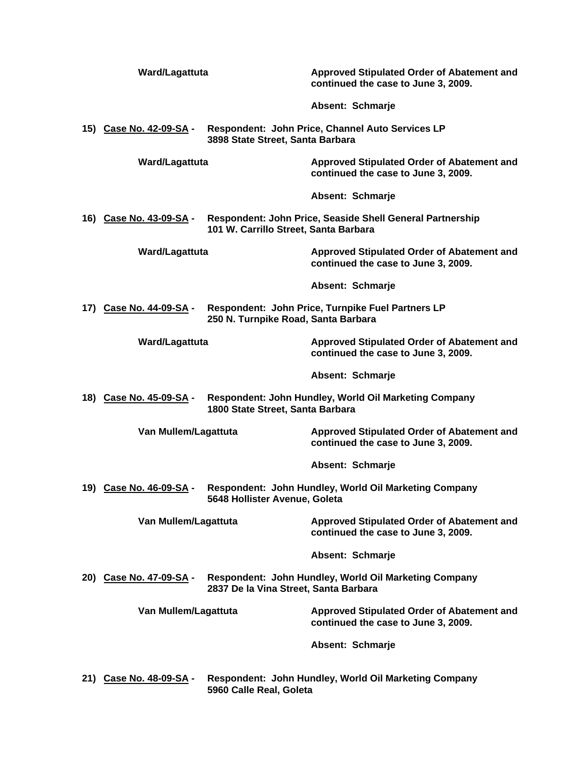**Ward/Lagattuta** — **Approved Stipulated Order of Abatement and continued the case to June 3, 2009.**

**Absent: Schmarje**

**15) <u>Case No. 42-09-SA</u> - Respondent: John Price, Channel Auto Services LP**
**3898 State Street, Santa Barbara**

**Ward/Lagattuta** — **Approved Stipulated Order of Abatement and continued the case to June 3, 2009.**

**Absent: Schmarje**

**16) <u>Case No. 43-09-SA</u> - Respondent: John Price, Seaside Shell General Partnership**
**101 W. Carrillo Street, Santa Barbara**

**Ward/Lagattuta** — **Approved Stipulated Order of Abatement and continued the case to June 3, 2009.**

**Absent: Schmarje**

**17) <u>Case No. 44-09-SA</u> - Respondent: John Price, Turnpike Fuel Partners LP**
**250 N. Turnpike Road, Santa Barbara**

**Ward/Lagattuta** — **Approved Stipulated Order of Abatement and continued the case to June 3, 2009.**

**Absent: Schmarje**

**18) <u>Case No. 45-09-SA</u> - Respondent: John Hundley, World Oil Marketing Company**
**1800 State Street, Santa Barbara**

**Van Mullem/Lagattuta** — **Approved Stipulated Order of Abatement and continued the case to June 3, 2009.**

**Absent: Schmarje**

**19) <u>Case No. 46-09-SA</u> - Respondent: John Hundley, World Oil Marketing Company**
**5648 Hollister Avenue, Goleta**

**Van Mullem/Lagattuta** — **Approved Stipulated Order of Abatement and continued the case to June 3, 2009.**

**Absent: Schmarje**

**20) <u>Case No. 47-09-SA</u> - Respondent: John Hundley, World Oil Marketing Company**
**2837 De la Vina Street, Santa Barbara**

**Van Mullem/Lagattuta** — **Approved Stipulated Order of Abatement and continued the case to June 3, 2009.**

**Absent: Schmarje**

**21) <u>Case No. 48-09-SA</u> - Respondent: John Hundley, World Oil Marketing Company**
**5960 Calle Real, Goleta**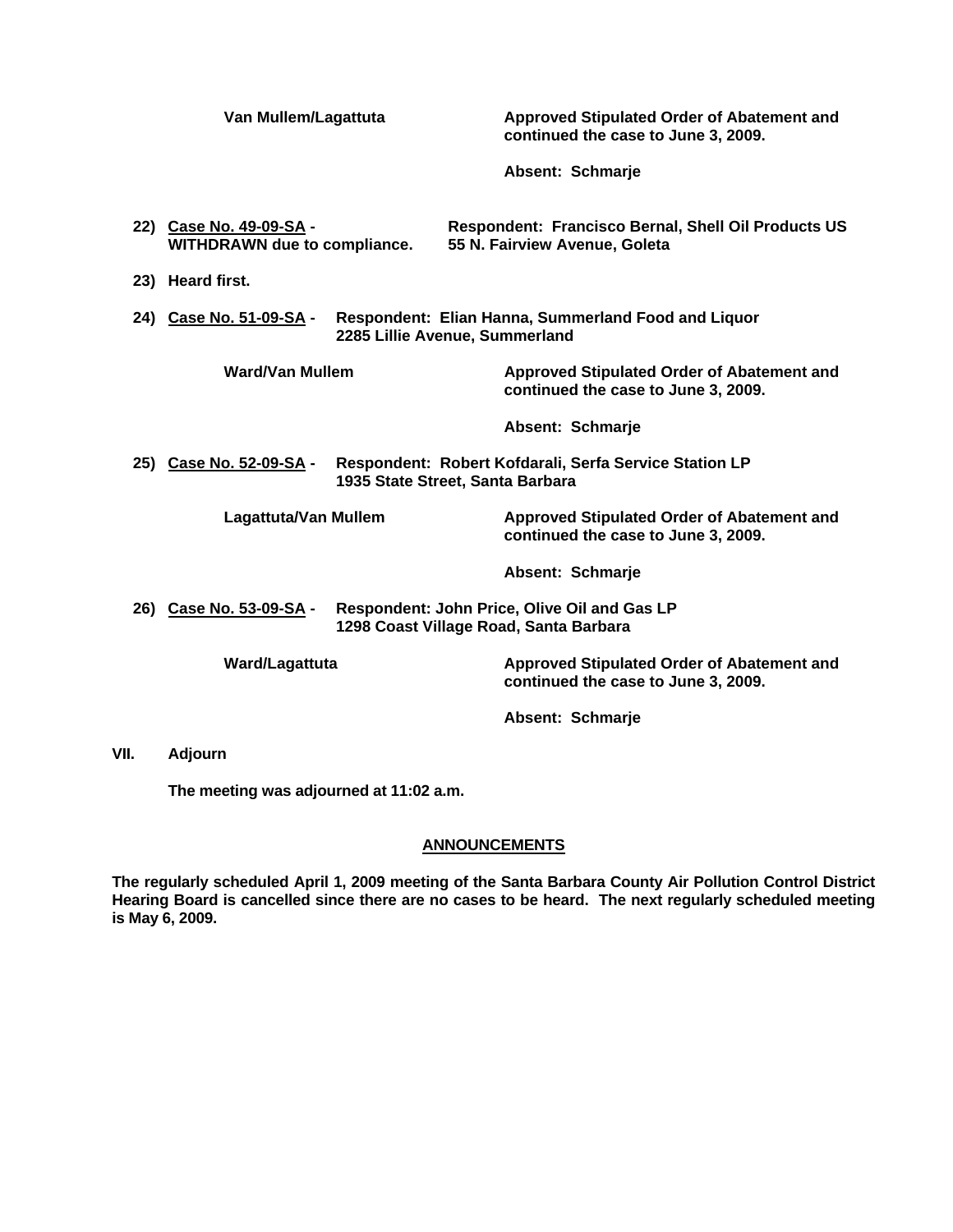**Van Mullem/Lagattuta** — **Approved Stipulated Order of Abatement and continued the case to June 3, 2009.**

**Absent: Schmarje**

22) **Case No. 49-09-SA - WITHDRAWN due to compliance.** — **Respondent: Francisco Bernal, Shell Oil Products US, 55 N. Fairview Avenue, Goleta**

23) **Heard first.**

24) **Case No. 51-09-SA - Respondent: Elian Hanna, Summerland Food and Liquor, 2285 Lillie Avenue, Summerland**

**Ward/Van Mullem** — **Approved Stipulated Order of Abatement and continued the case to June 3, 2009.**

**Absent: Schmarje**

25) **Case No. 52-09-SA - Respondent: Robert Kofdarali, Serfa Service Station LP, 1935 State Street, Santa Barbara**

**Lagattuta/Van Mullem** — **Approved Stipulated Order of Abatement and continued the case to June 3, 2009.**

**Absent: Schmarje**

26) **Case No. 53-09-SA - Respondent: John Price, Olive Oil and Gas LP, 1298 Coast Village Road, Santa Barbara**

**Ward/Lagattuta** — **Approved Stipulated Order of Abatement and continued the case to June 3, 2009.**

**Absent: Schmarje**

## VII. Adjourn

**The meeting was adjourned at 11:02 a.m.**

## ANNOUNCEMENTS

**The regularly scheduled April 1, 2009 meeting of the Santa Barbara County Air Pollution Control District Hearing Board is cancelled since there are no cases to be heard. The next regularly scheduled meeting is May 6, 2009.**